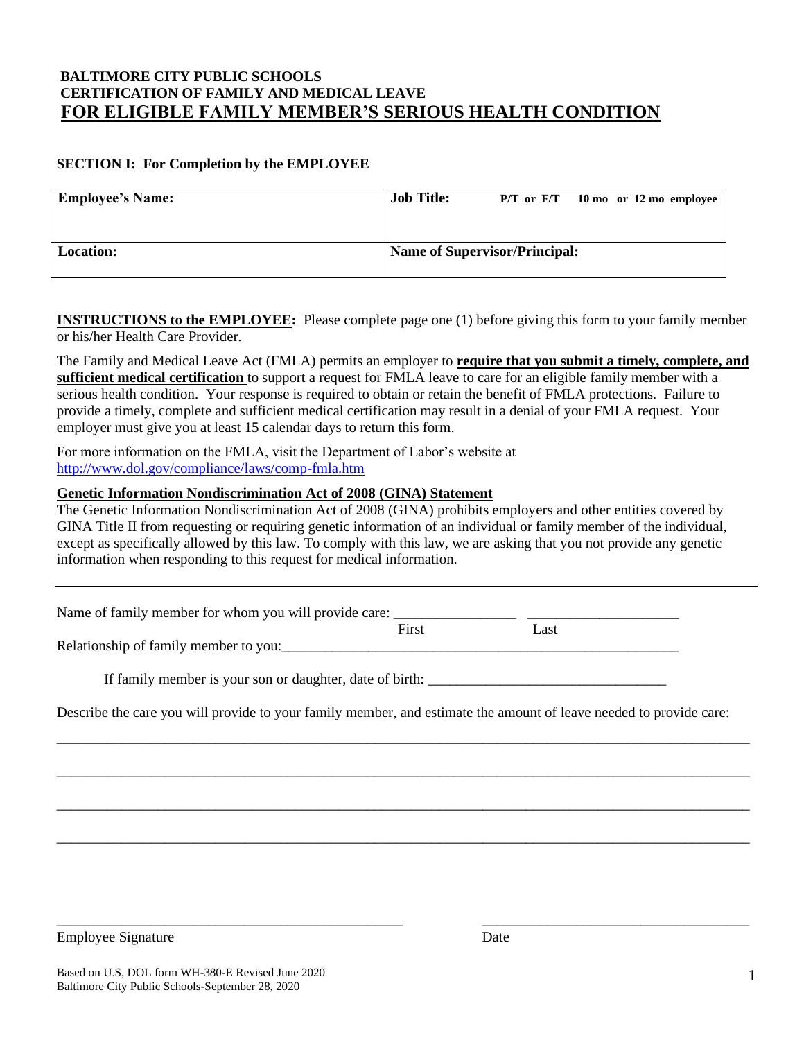# BALTIMORE CITY PUBLIC SCHOOLS
## CERTIFICATION OF FAMILY AND MEDICAL LEAVE
## FOR ELIGIBLE FAMILY MEMBER'S SERIOUS HEALTH CONDITION

### SECTION I: For Completion by the EMPLOYEE

| **Employee's Name:** | **Job Title:** P/T or F/T 10 mo or 12 mo employee |
|---|---|
| **Location:** | **Name of Supervisor/Principal:** |

**INSTRUCTIONS to the EMPLOYEE:** Please complete page one (1) before giving this form to your family member or his/her Health Care Provider.

The Family and Medical Leave Act (FMLA) permits an employer to **require that you submit a timely, complete, and sufficient medical certification** to support a request for FMLA leave to care for an eligible family member with a serious health condition. Your response is required to obtain or retain the benefit of FMLA protections. Failure to provide a timely, complete and sufficient medical certification may result in a denial of your FMLA request. Your employer must give you at least 15 calendar days to return this form.

For more information on the FMLA, visit the Department of Labor's website at http://www.dol.gov/compliance/laws/comp-fmla.htm

**Genetic Information Nondiscrimination Act of 2008 (GINA) Statement**

The Genetic Information Nondiscrimination Act of 2008 (GINA) prohibits employers and other entities covered by GINA Title II from requesting or requiring genetic information of an individual or family member of the individual, except as specifically allowed by this law. To comply with this law, we are asking that you not provide any genetic information when responding to this request for medical information.

---

Name of family member for whom you will provide care: ________________ ____________________
First Last

Relationship of family member to you: ________________________________________________________

If family member is your son or daughter, date of birth: ________________________________

Describe the care you will provide to your family member, and estimate the amount of leave needed to provide care:

_____________________________________________________________________________________________

_____________________________________________________________________________________________

_____________________________________________________________________________________________

_____________________________________________________________________________________________

_______________________________________________ ____________________________________

Employee Signature Date

Based on U,S, DOL form WH-380-E Revised June 2020
Baltimore City Public Schools-September 28, 2020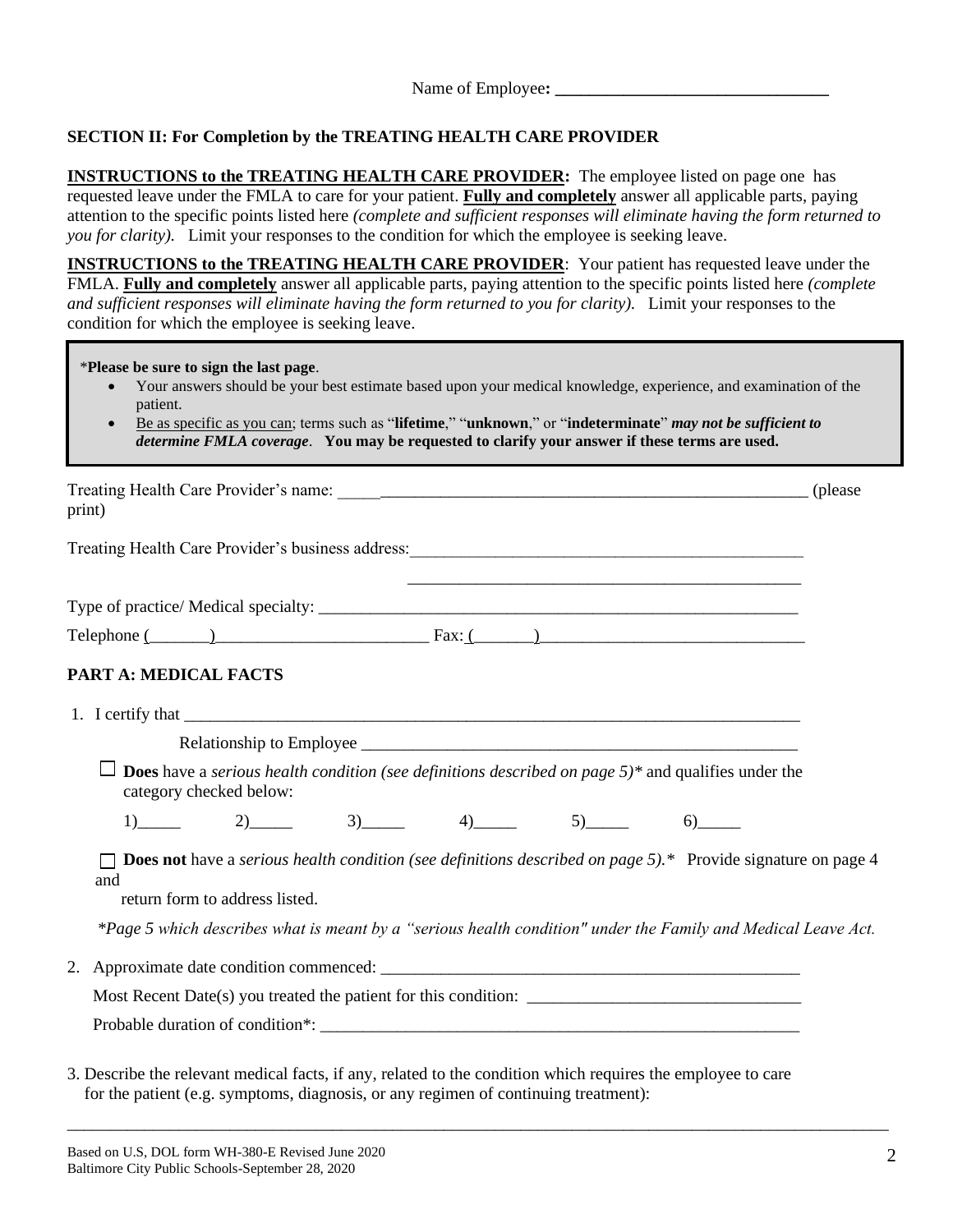Name of Employee**: ________________________________**

**SECTION II: For Completion by the TREATING HEALTH CARE PROVIDER**

**INSTRUCTIONS to the TREATING HEALTH CARE PROVIDER:** The employee listed on page one has requested leave under the FMLA to care for your patient. **Fully and completely** answer all applicable parts, paying attention to the specific points listed here *(complete and sufficient responses will eliminate having the form returned to you for clarity).* Limit your responses to the condition for which the employee is seeking leave.

**INSTRUCTIONS to the TREATING HEALTH CARE PROVIDER**: Your patient has requested leave under the FMLA. **Fully and completely** answer all applicable parts, paying attention to the specific points listed here *(complete and sufficient responses will eliminate having the form returned to you for clarity).* Limit your responses to the condition for which the employee is seeking leave.

> *__Please be sure to sign the last page__.
> - Your answers should be your best estimate based upon your medical knowledge, experience, and examination of the patient.
> - Be as specific as you can; terms such as "**lifetime**," "**unknown**," or "**indeterminate**" ***may not be sufficient to determine FMLA coverage***. **You may be requested to clarify your answer if these terms are used.**

Treating Health Care Provider's name: ___________________________________________________________ (please print)

Treating Health Care Provider's business address:_______________________________________________

_______________________________________________

Type of practice/ Medical specialty: _________________________________________________________

Telephone (_______)__________________________ Fax: (_______)_______________________________

**PART A: MEDICAL FACTS**

1. I certify that ___________________________________________________________________________

   Relationship to Employee ____________________________________________________

   ☐ **Does** have a *serious health condition (see definitions described on page 5)** and qualifies under the category checked below:

   1)_____ 2)_____ 3)_____ 4)_____ 5)_____ 6)_____

   ☐ **Does not** have a *serious health condition (see definitions described on page 5).** Provide signature on page 4 and return form to address listed.

   **Page 5 which describes what is meant by a "serious health condition" under the Family and Medical Leave Act.*

2. Approximate date condition commenced: __________________________________________________

   Most Recent Date(s) you treated the patient for this condition: ________________________________

   Probable duration of condition*: _________________________________________________________

3. Describe the relevant medical facts, if any, related to the condition which requires the employee to care for the patient (e.g. symptoms, diagnosis, or any regimen of continuing treatment):

___________________________________________________________________________________________

Based on U.S, DOL form WH-380-E Revised June 2020
Baltimore City Public Schools-September 28, 2020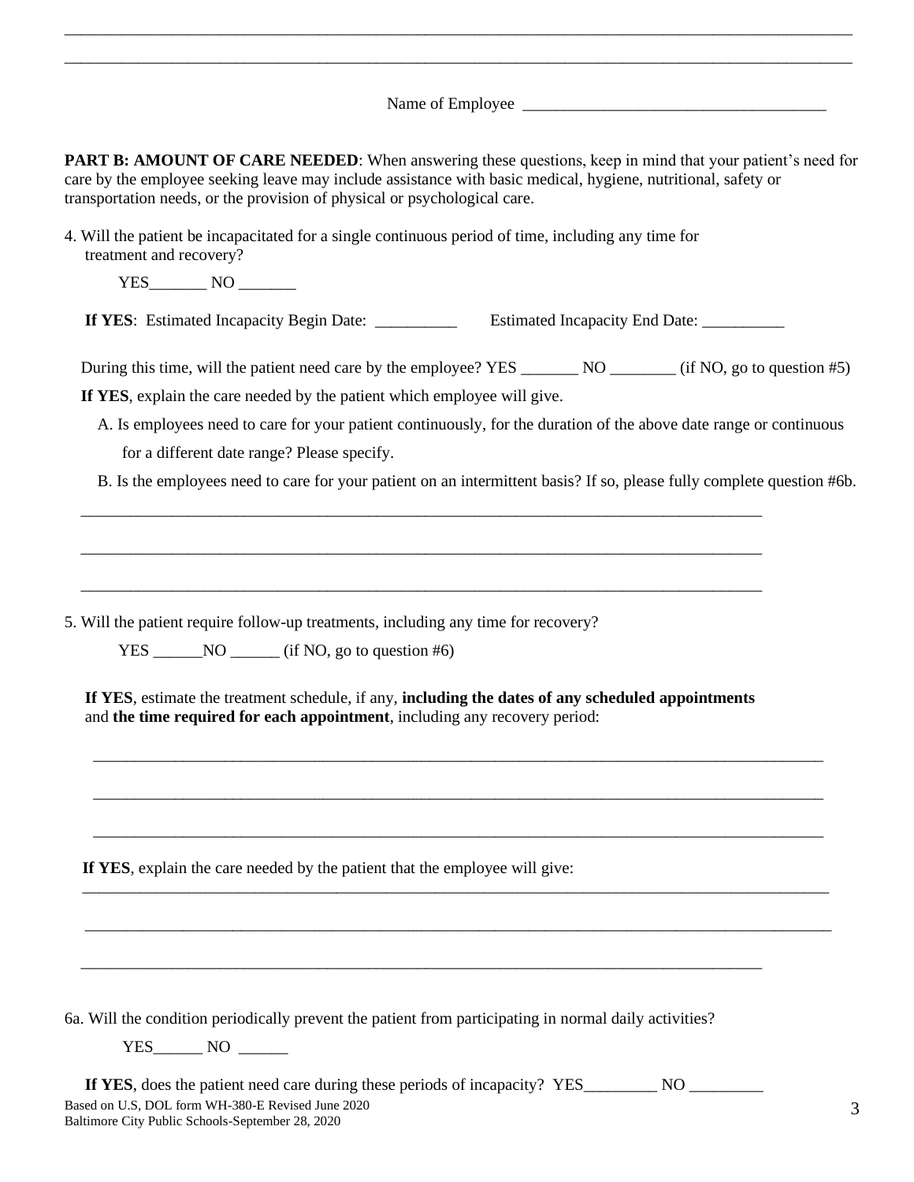\_\_\_\_\_\_\_\_\_\_\_\_\_\_\_\_\_\_\_\_\_\_\_\_\_\_\_\_\_\_\_\_\_\_\_\_\_\_\_\_\_\_\_\_\_\_\_\_\_\_\_\_\_\_\_\_\_\_\_\_\_\_\_\_\_\_\_\_\_\_\_\_\_\_\_\_\_\_\_\_\_\_\_\_\_\_

\_\_\_\_\_\_\_\_\_\_\_\_\_\_\_\_\_\_\_\_\_\_\_\_\_\_\_\_\_\_\_\_\_\_\_\_\_\_\_\_\_\_\_\_\_\_\_\_\_\_\_\_\_\_\_\_\_\_\_\_\_\_\_\_\_\_\_\_\_\_\_\_\_\_\_\_\_\_\_\_\_\_\_\_\_\_

Name of Employee \_\_\_\_\_\_\_\_\_\_\_\_\_\_\_\_\_\_\_\_\_\_\_\_\_\_\_\_\_\_\_\_\_\_\_\_\_

**PART B: AMOUNT OF CARE NEEDED**: When answering these questions, keep in mind that your patient's need for care by the employee seeking leave may include assistance with basic medical, hygiene, nutritional, safety or transportation needs, or the provision of physical or psychological care.

4. Will the patient be incapacitated for a single continuous period of time, including any time for treatment and recovery?

YES\_\_\_\_\_\_\_ NO \_\_\_\_\_\_\_

**If YES**: Estimated Incapacity Begin Date: \_\_\_\_\_\_\_\_\_\_ Estimated Incapacity End Date: \_\_\_\_\_\_\_\_\_\_

During this time, will the patient need care by the employee? YES \_\_\_\_\_\_\_ NO \_\_\_\_\_\_\_\_ (if NO, go to question #5)

**If YES**, explain the care needed by the patient which employee will give.

A. Is employees need to care for your patient continuously, for the duration of the above date range or continuous for a different date range? Please specify.

B. Is the employees need to care for your patient on an intermittent basis? If so, please fully complete question #6b.

\_\_\_\_\_\_\_\_\_\_\_\_\_\_\_\_\_\_\_\_\_\_\_\_\_\_\_\_\_\_\_\_\_\_\_\_\_\_\_\_\_\_\_\_\_\_\_\_\_\_\_\_\_\_\_\_\_\_\_\_\_\_\_\_\_\_\_\_\_\_\_\_\_\_\_\_\_\_\_\_

\_\_\_\_\_\_\_\_\_\_\_\_\_\_\_\_\_\_\_\_\_\_\_\_\_\_\_\_\_\_\_\_\_\_\_\_\_\_\_\_\_\_\_\_\_\_\_\_\_\_\_\_\_\_\_\_\_\_\_\_\_\_\_\_\_\_\_\_\_\_\_\_\_\_\_\_\_\_\_\_

\_\_\_\_\_\_\_\_\_\_\_\_\_\_\_\_\_\_\_\_\_\_\_\_\_\_\_\_\_\_\_\_\_\_\_\_\_\_\_\_\_\_\_\_\_\_\_\_\_\_\_\_\_\_\_\_\_\_\_\_\_\_\_\_\_\_\_\_\_\_\_\_\_\_\_\_\_\_\_\_

5. Will the patient require follow-up treatments, including any time for recovery?

YES \_\_\_\_\_\_NO \_\_\_\_\_\_ (if NO, go to question #6)

**If YES**, estimate the treatment schedule, if any, **including the dates of any scheduled appointments** and **the time required for each appointment**, including any recovery period:

\_\_\_\_\_\_\_\_\_\_\_\_\_\_\_\_\_\_\_\_\_\_\_\_\_\_\_\_\_\_\_\_\_\_\_\_\_\_\_\_\_\_\_\_\_\_\_\_\_\_\_\_\_\_\_\_\_\_\_\_\_\_\_\_\_\_\_\_\_\_\_\_\_\_\_\_\_\_\_\_\_\_\_\_

\_\_\_\_\_\_\_\_\_\_\_\_\_\_\_\_\_\_\_\_\_\_\_\_\_\_\_\_\_\_\_\_\_\_\_\_\_\_\_\_\_\_\_\_\_\_\_\_\_\_\_\_\_\_\_\_\_\_\_\_\_\_\_\_\_\_\_\_\_\_\_\_\_\_\_\_\_\_\_\_\_\_\_\_

\_\_\_\_\_\_\_\_\_\_\_\_\_\_\_\_\_\_\_\_\_\_\_\_\_\_\_\_\_\_\_\_\_\_\_\_\_\_\_\_\_\_\_\_\_\_\_\_\_\_\_\_\_\_\_\_\_\_\_\_\_\_\_\_\_\_\_\_\_\_\_\_\_\_\_\_\_\_\_\_\_\_\_\_

**If YES**, explain the care needed by the patient that the employee will give:

\_\_\_\_\_\_\_\_\_\_\_\_\_\_\_\_\_\_\_\_\_\_\_\_\_\_\_\_\_\_\_\_\_\_\_\_\_\_\_\_\_\_\_\_\_\_\_\_\_\_\_\_\_\_\_\_\_\_\_\_\_\_\_\_\_\_\_\_\_\_\_\_\_\_\_\_\_\_\_\_\_\_\_\_\_

\_\_\_\_\_\_\_\_\_\_\_\_\_\_\_\_\_\_\_\_\_\_\_\_\_\_\_\_\_\_\_\_\_\_\_\_\_\_\_\_\_\_\_\_\_\_\_\_\_\_\_\_\_\_\_\_\_\_\_\_\_\_\_\_\_\_\_\_\_\_\_\_\_\_\_\_\_\_\_\_\_\_\_\_\_

\_\_\_\_\_\_\_\_\_\_\_\_\_\_\_\_\_\_\_\_\_\_\_\_\_\_\_\_\_\_\_\_\_\_\_\_\_\_\_\_\_\_\_\_\_\_\_\_\_\_\_\_\_\_\_\_\_\_\_\_\_\_\_\_\_\_\_\_\_\_\_\_\_\_\_\_\_\_\_\_

6a. Will the condition periodically prevent the patient from participating in normal daily activities?

YES\_\_\_\_\_\_ NO \_\_\_\_\_\_

**If YES**, does the patient need care during these periods of incapacity? YES\_\_\_\_\_\_\_\_\_ NO \_\_\_\_\_\_\_\_\_

Based on U.S, DOL form WH-380-E Revised June 2020
Baltimore City Public Schools-September 28, 2020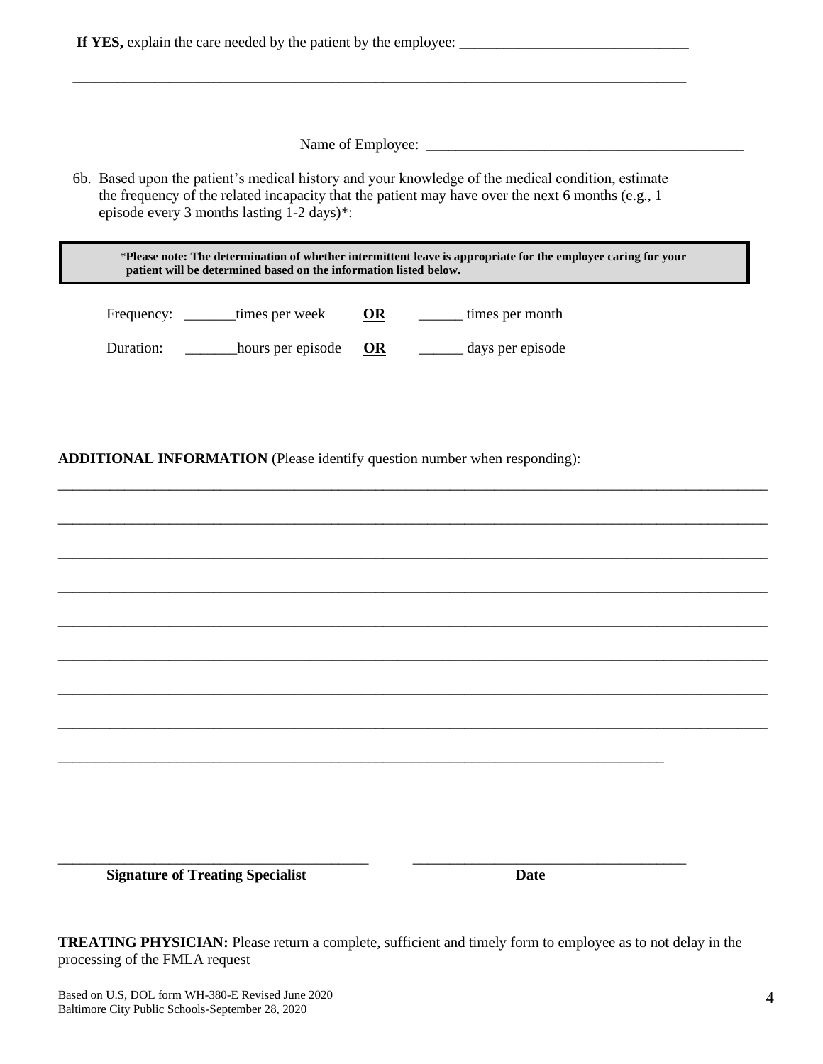**If YES,** explain the care needed by the patient by the employee: _______________________________

_____________________________________________________________________________________

Name of Employee: ____________________________________________

6b. Based upon the patient's medical history and your knowledge of the medical condition, estimate the frequency of the related incapacity that the patient may have over the next 6 months (e.g., 1 episode every 3 months lasting 1-2 days)*:

> ***Please note: The determination of whether intermittent leave is appropriate for the employee caring for your patient will be determined based on the information listed below.**

Frequency: _______times per week **OR** ______ times per month

Duration: _______hours per episode **OR** ______ days per episode

**ADDITIONAL INFORMATION** (Please identify question number when responding):

_____________________________________________________________________________________________________

_____________________________________________________________________________________________________

_____________________________________________________________________________________________________

_____________________________________________________________________________________________________

_____________________________________________________________________________________________________

_____________________________________________________________________________________________________

_____________________________________________________________________________________________________

_____________________________________________________________________________________________________

_____________________________________________________________________________________

_____________________________________________ ______________________________________

**Signature of Treating Specialist** **Date**

**TREATING PHYSICIAN:** Please return a complete, sufficient and timely form to employee as to not delay in the processing of the FMLA request

Based on U.S, DOL form WH-380-E Revised June 2020
Baltimore City Public Schools-September 28, 2020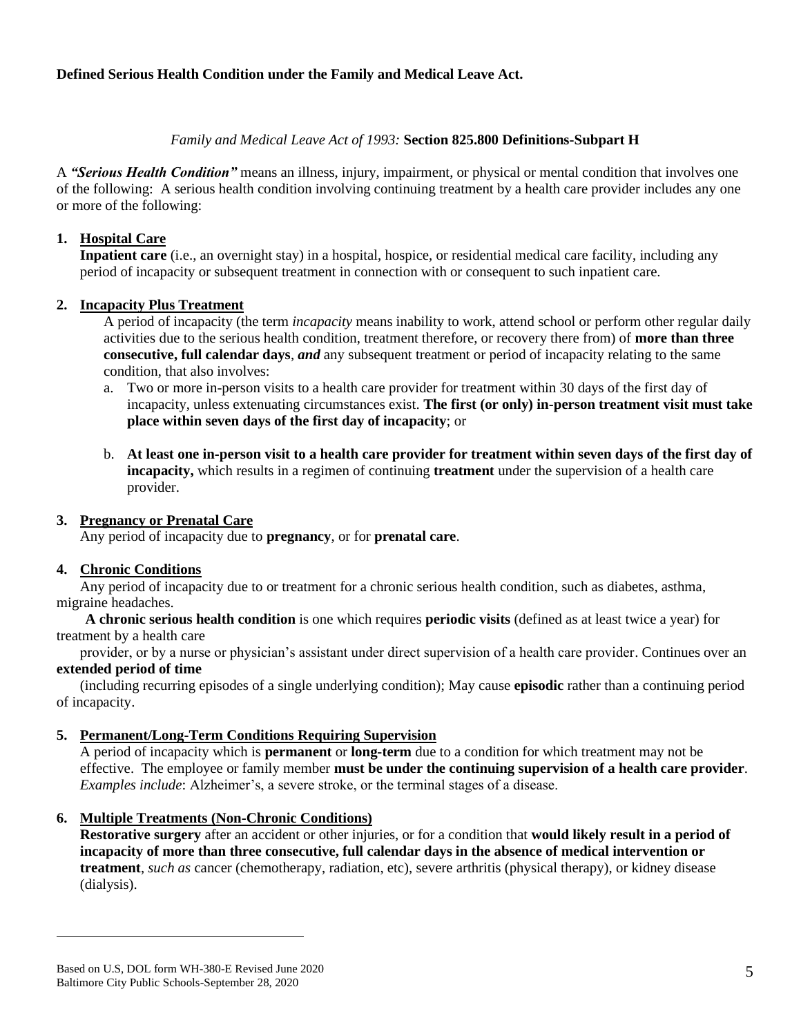**Defined Serious Health Condition under the Family and Medical Leave Act.**

*Family and Medical Leave Act of 1993:* **Section 825.800 Definitions-Subpart H**

A ***"Serious Health Condition"*** means an illness, injury, impairment, or physical or mental condition that involves one of the following: A serious health condition involving continuing treatment by a health care provider includes any one or more of the following:

1. **<u>Hospital Care</u>**
   **Inpatient care** (i.e., an overnight stay) in a hospital, hospice, or residential medical care facility, including any period of incapacity or subsequent treatment in connection with or consequent to such inpatient care.

2. **<u>Incapacity Plus Treatment</u>**
   A period of incapacity (the term *incapacity* means inability to work, attend school or perform other regular daily activities due to the serious health condition, treatment therefore, or recovery there from) of **more than three consecutive, full calendar days**, ***and*** any subsequent treatment or period of incapacity relating to the same condition, that also involves:
   a. Two or more in-person visits to a health care provider for treatment within 30 days of the first day of incapacity, unless extenuating circumstances exist. **The first (or only) in-person treatment visit must take place within seven days of the first day of incapacity**; or
   b. **At least one in-person visit to a health care provider for treatment within seven days of the first day of incapacity,** which results in a regimen of continuing **treatment** under the supervision of a health care provider.

3. **<u>Pregnancy or Prenatal Care</u>**
   Any period of incapacity due to **pregnancy**, or for **prenatal care**.

4. **<u>Chronic Conditions</u>**
   Any period of incapacity due to or treatment for a chronic serious health condition, such as diabetes, asthma, migraine headaches.
   **A chronic serious health condition** is one which requires **periodic visits** (defined as at least twice a year) for treatment by a health care provider, or by a nurse or physician's assistant under direct supervision of a health care provider. Continues over an **extended period of time** (including recurring episodes of a single underlying condition); May cause **episodic** rather than a continuing period of incapacity.

5. **<u>Permanent/Long-Term Conditions Requiring Supervision</u>**
   A period of incapacity which is **permanent** or **long-term** due to a condition for which treatment may not be effective. The employee or family member **must be under the continuing supervision of a health care provider**. *Examples include*: Alzheimer's, a severe stroke, or the terminal stages of a disease.

6. **<u>Multiple Treatments (Non-Chronic Conditions)</u>**
   **Restorative surgery** after an accident or other injuries, or for a condition that **would likely result in a period of incapacity of more than three consecutive, full calendar days in the absence of medical intervention or treatment**, *such as* cancer (chemotherapy, radiation, etc), severe arthritis (physical therapy), or kidney disease (dialysis).

Based on U.S, DOL form WH-380-E Revised June 2020
Baltimore City Public Schools-September 28, 2020